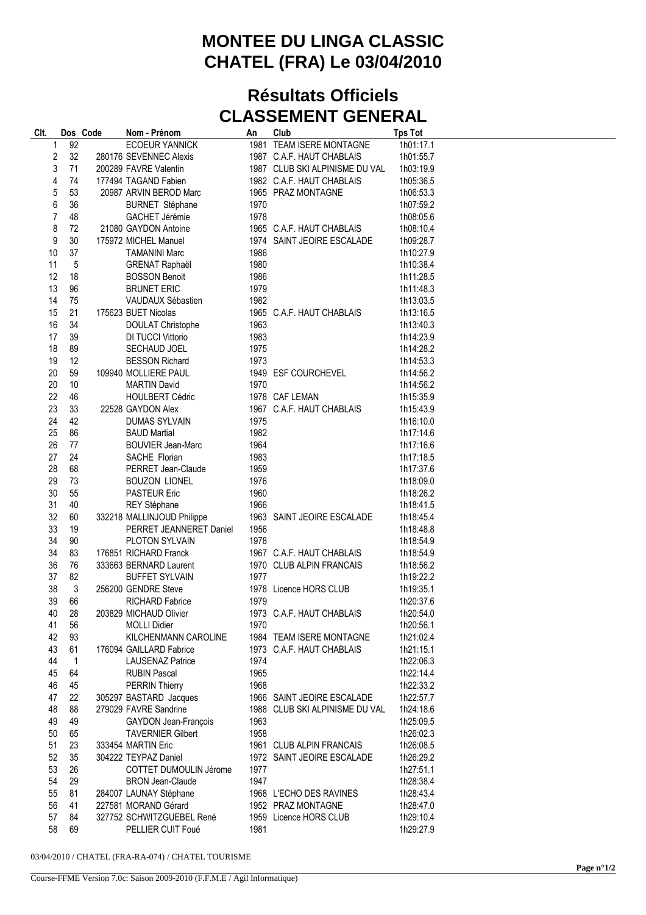# MONTEE DU LINGA CLASSIC
# CHATEL (FRA) Le 03/04/2010

## Résultats Officiels
## CLASSEMENT GENERAL

| Clt. | Dos | Code | Nom - Prénom | An | Club | Tps Tot |
|---|---|---|---|---|---|---|
| 1 | 92 | | ECOEUR YANNICK | 1981 | TEAM ISERE MONTAGNE | 1h01:17.1 |
| 2 | 32 | 280176 | SEVENNEC Alexis | 1987 | C.A.F. HAUT CHABLAIS | 1h01:55.7 |
| 3 | 71 | 200289 | FAVRE Valentin | 1987 | CLUB SKI ALPINISME DU VAL | 1h03:19.9 |
| 4 | 74 | 177494 | TAGAND Fabien | 1982 | C.A.F. HAUT CHABLAIS | 1h05:36.5 |
| 5 | 53 | 20987 | ARVIN BEROD Marc | 1965 | PRAZ MONTAGNE | 1h06:53.3 |
| 6 | 36 | | BURNET Stéphane | 1970 | | 1h07:59.2 |
| 7 | 48 | | GACHET Jérémie | 1978 | | 1h08:05.6 |
| 8 | 72 | 21080 | GAYDON Antoine | 1965 | C.A.F. HAUT CHABLAIS | 1h08:10.4 |
| 9 | 30 | 175972 | MICHEL Manuel | 1974 | SAINT JEOIRE ESCALADE | 1h09:28.7 |
| 10 | 37 | | TAMANINI Marc | 1986 | | 1h10:27.9 |
| 11 | 5 | | GRENAT Raphaël | 1980 | | 1h10:38.4 |
| 12 | 18 | | BOSSON Benoit | 1986 | | 1h11:28.5 |
| 13 | 96 | | BRUNET ERIC | 1979 | | 1h11:48.3 |
| 14 | 75 | | VAUDAUX Sébastien | 1982 | | 1h13:03.5 |
| 15 | 21 | 175623 | BUET Nicolas | 1965 | C.A.F. HAUT CHABLAIS | 1h13:16.5 |
| 16 | 34 | | DOULAT Christophe | 1963 | | 1h13:40.3 |
| 17 | 39 | | DI TUCCI Vittorio | 1983 | | 1h14:23.9 |
| 18 | 89 | | SECHAUD JOEL | 1975 | | 1h14:28.2 |
| 19 | 12 | | BESSON Richard | 1973 | | 1h14:53.3 |
| 20 | 59 | 109940 | MOLLIERE PAUL | 1949 | ESF COURCHEVEL | 1h14:56.2 |
| 20 | 10 | | MARTIN David | 1970 | | 1h14:56.2 |
| 22 | 46 | | HOULBERT Cédric | 1978 | CAF LEMAN | 1h15:35.9 |
| 23 | 33 | 22528 | GAYDON Alex | 1967 | C.A.F. HAUT CHABLAIS | 1h15:43.9 |
| 24 | 42 | | DUMAS SYLVAIN | 1975 | | 1h16:10.0 |
| 25 | 86 | | BAUD Martial | 1982 | | 1h17:14.6 |
| 26 | 77 | | BOUVIER Jean-Marc | 1964 | | 1h17:16.6 |
| 27 | 24 | | SACHE Florian | 1983 | | 1h17:18.5 |
| 28 | 68 | | PERRET Jean-Claude | 1959 | | 1h17:37.6 |
| 29 | 73 | | BOUZON LIONEL | 1976 | | 1h18:09.0 |
| 30 | 55 | | PASTEUR Eric | 1960 | | 1h18:26.2 |
| 31 | 40 | | REY Stéphane | 1966 | | 1h18:41.5 |
| 32 | 60 | 332218 | MALLINJOUD Philippe | 1963 | SAINT JEOIRE ESCALADE | 1h18:45.4 |
| 33 | 19 | | PERRET JEANNERET Daniel | 1956 | | 1h18:48.8 |
| 34 | 90 | | PLOTON SYLVAIN | 1978 | | 1h18:54.9 |
| 34 | 83 | 176851 | RICHARD Franck | 1967 | C.A.F. HAUT CHABLAIS | 1h18:54.9 |
| 36 | 76 | 333663 | BERNARD Laurent | 1970 | CLUB ALPIN FRANCAIS | 1h18:56.2 |
| 37 | 82 | | BUFFET SYLVAIN | 1977 | | 1h19:22.2 |
| 38 | 3 | 256200 | GENDRE Steve | 1978 | Licence HORS CLUB | 1h19:35.1 |
| 39 | 66 | | RICHARD Fabrice | 1979 | | 1h20:37.6 |
| 40 | 28 | 203829 | MICHAUD Olivier | 1973 | C.A.F. HAUT CHABLAIS | 1h20:54.0 |
| 41 | 56 | | MOLLI Didier | 1970 | | 1h20:56.1 |
| 42 | 93 | | KILCHENMANN CAROLINE | 1984 | TEAM ISERE MONTAGNE | 1h21:02.4 |
| 43 | 61 | 176094 | GAILLARD Fabrice | 1973 | C.A.F. HAUT CHABLAIS | 1h21:15.1 |
| 44 | 1 | | LAUSENAZ Patrice | 1974 | | 1h22:06.3 |
| 45 | 64 | | RUBIN Pascal | 1965 | | 1h22:14.4 |
| 46 | 45 | | PERRIN Thierry | 1968 | | 1h22:33.2 |
| 47 | 22 | 305297 | BASTARD Jacques | 1966 | SAINT JEOIRE ESCALADE | 1h22:57.7 |
| 48 | 88 | 279029 | FAVRE Sandrine | 1988 | CLUB SKI ALPINISME DU VAL | 1h24:18.6 |
| 49 | 49 | | GAYDON Jean-François | 1963 | | 1h25:09.5 |
| 50 | 65 | | TAVERNIER Gilbert | 1958 | | 1h26:02.3 |
| 51 | 23 | 333454 | MARTIN Eric | 1961 | CLUB ALPIN FRANCAIS | 1h26:08.5 |
| 52 | 35 | 304222 | TEYPAZ Daniel | 1972 | SAINT JEOIRE ESCALADE | 1h26:29.2 |
| 53 | 26 | | COTTET DUMOULIN Jérome | 1977 | | 1h27:51.1 |
| 54 | 29 | | BRON Jean-Claude | 1947 | | 1h28:38.4 |
| 55 | 81 | 284007 | LAUNAY Stéphane | 1968 | L'ECHO DES RAVINES | 1h28:43.4 |
| 56 | 41 | 227581 | MORAND Gérard | 1952 | PRAZ MONTAGNE | 1h28:47.0 |
| 57 | 84 | 327752 | SCHWITZGUEBEL René | 1959 | Licence HORS CLUB | 1h29:10.4 |
| 58 | 69 | | PELLIER CUIT Foué | 1981 | | 1h29:27.9 |

03/04/2010 / CHATEL (FRA-RA-074) / CHATEL TOURISME

Course-FFME Version 7.0c: Saison 2009-2010 (F.F.M.E / Agil Informatique)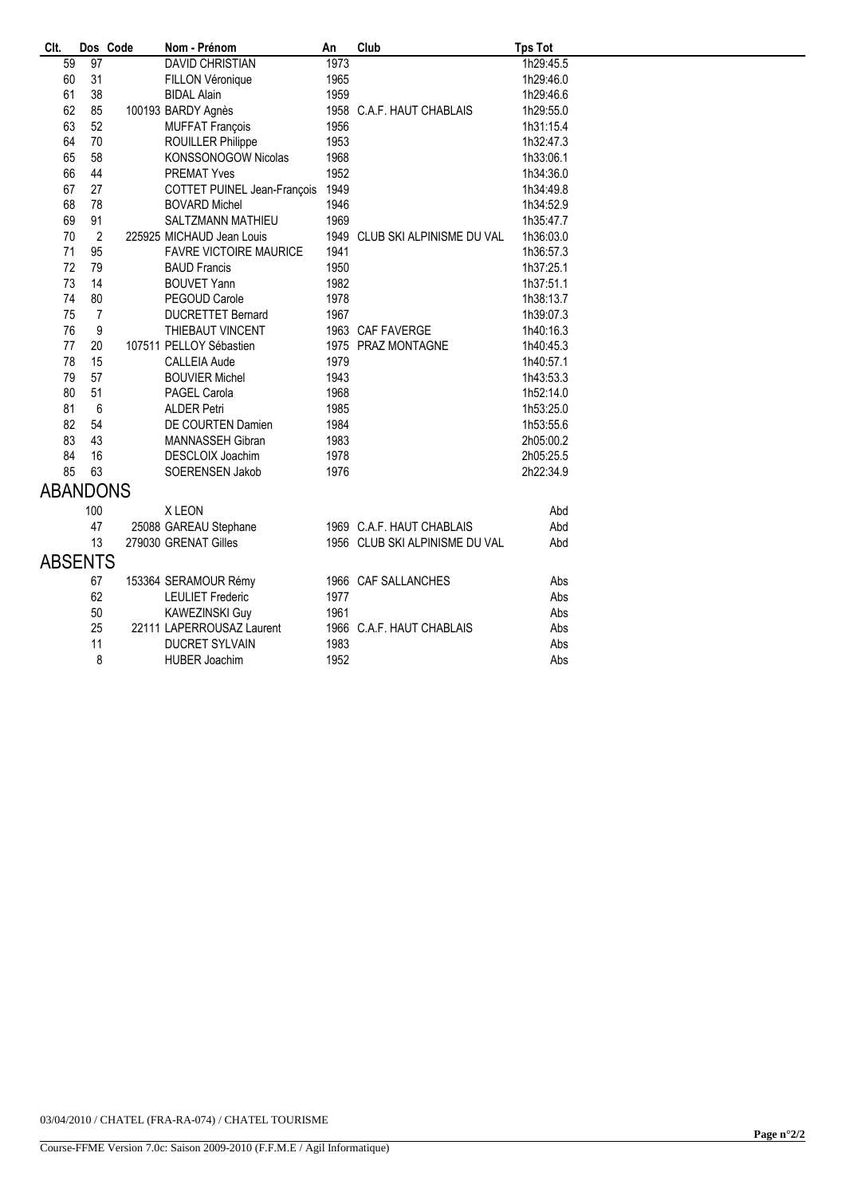| Clt. | Dos | Code | Nom - Prénom | An | Club | Tps Tot |
|---|---|---|---|---|---|---|
| 59 | 97 | | DAVID CHRISTIAN | 1973 | | 1h29:45.5 |
| 60 | 31 | | FILLON Véronique | 1965 | | 1h29:46.0 |
| 61 | 38 | | BIDAL Alain | 1959 | | 1h29:46.6 |
| 62 | 85 | 100193 | BARDY Agnès | 1958 | C.A.F. HAUT CHABLAIS | 1h29:55.0 |
| 63 | 52 | | MUFFAT François | 1956 | | 1h31:15.4 |
| 64 | 70 | | ROUILLER Philippe | 1953 | | 1h32:47.3 |
| 65 | 58 | | KONSSONOGOW Nicolas | 1968 | | 1h33:06.1 |
| 66 | 44 | | PREMAT Yves | 1952 | | 1h34:36.0 |
| 67 | 27 | | COTTET PUINEL Jean-François | 1949 | | 1h34:49.8 |
| 68 | 78 | | BOVARD Michel | 1946 | | 1h34:52.9 |
| 69 | 91 | | SALTZMANN MATHIEU | 1969 | | 1h35:47.7 |
| 70 | 2 | 225925 | MICHAUD Jean Louis | 1949 | CLUB SKI ALPINISME DU VAL | 1h36:03.0 |
| 71 | 95 | | FAVRE VICTOIRE MAURICE | 1941 | | 1h36:57.3 |
| 72 | 79 | | BAUD Francis | 1950 | | 1h37:25.1 |
| 73 | 14 | | BOUVET Yann | 1982 | | 1h37:51.1 |
| 74 | 80 | | PEGOUD Carole | 1978 | | 1h38:13.7 |
| 75 | 7 | | DUCRETTET Bernard | 1967 | | 1h39:07.3 |
| 76 | 9 | | THIEBAUT VINCENT | 1963 | CAF FAVERGE | 1h40:16.3 |
| 77 | 20 | 107511 | PELLOY Sébastien | 1975 | PRAZ MONTAGNE | 1h40:45.3 |
| 78 | 15 | | CALLEIA Aude | 1979 | | 1h40:57.1 |
| 79 | 57 | | BOUVIER Michel | 1943 | | 1h43:53.3 |
| 80 | 51 | | PAGEL Carola | 1968 | | 1h52:14.0 |
| 81 | 6 | | ALDER Petri | 1985 | | 1h53:25.0 |
| 82 | 54 | | DE COURTEN Damien | 1984 | | 1h53:55.6 |
| 83 | 43 | | MANNASSEH Gibran | 1983 | | 2h05:00.2 |
| 84 | 16 | | DESCLOIX Joachim | 1978 | | 2h05:25.5 |
| 85 | 63 | | SOERENSEN Jakob | 1976 | | 2h22:34.9 |

## ABANDONS

| Clt. | Dos | Code | Nom - Prénom | An | Club | Tps Tot |
|---|---|---|---|---|---|---|
| | 100 | | X LEON | | | Abd |
| | 47 | 25088 | GAREAU Stephane | 1969 | C.A.F. HAUT CHABLAIS | Abd |
| | 13 | 279030 | GRENAT Gilles | 1956 | CLUB SKI ALPINISME DU VAL | Abd |

## ABSENTS

| Clt. | Dos | Code | Nom - Prénom | An | Club | Tps Tot |
|---|---|---|---|---|---|---|
| | 67 | 153364 | SERAMOUR Rémy | 1966 | CAF SALLANCHES | Abs |
| | 62 | | LEULIET Frederic | 1977 | | Abs |
| | 50 | | KAWEZINSKI Guy | 1961 | | Abs |
| | 25 | 22111 | LAPERROUSAZ Laurent | 1966 | C.A.F. HAUT CHABLAIS | Abs |
| | 11 | | DUCRET SYLVAIN | 1983 | | Abs |
| | 8 | | HUBER Joachim | 1952 | | Abs |

03/04/2010 / CHATEL (FRA-RA-074) / CHATEL TOURISME

Course-FFME Version 7.0c: Saison 2009-2010 (F.F.M.E / Agil Informatique)